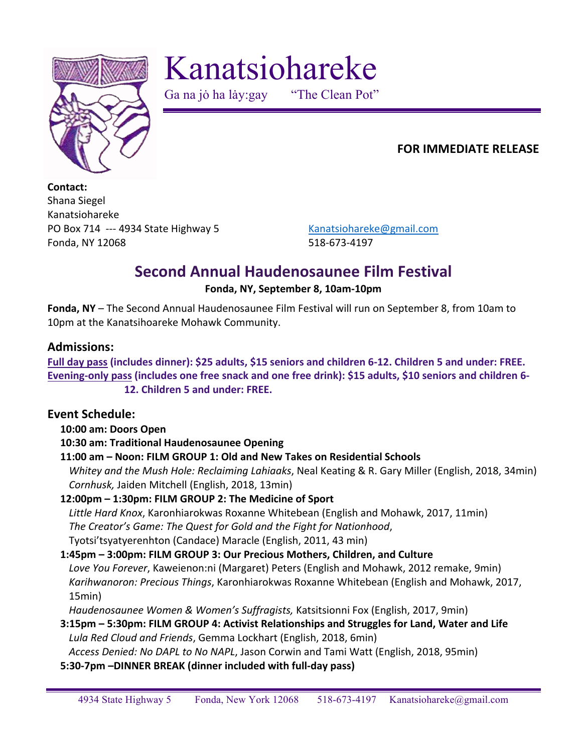# Kanatsiohareke

Ga na jò ha lày:gay "The Clean Pot"

**FOR IMMEDIATE RELEASE**

**Contact:**
Shana Siegel
Kanatsiohareke
PO Box 714 --- 4934 State Highway 5
Fonda, NY 12068

Kanatsiohareke@gmail.com
518-673-4197

## Second Annual Haudenosaunee Film Festival

**Fonda, NY, September 8, 10am-10pm**

**Fonda, NY** – The Second Annual Haudenosaunee Film Festival will run on September 8, from 10am to 10pm at the Kanatsihoareke Mohawk Community.

### Admissions:

**Full day pass (includes dinner): $25 adults, $15 seniors and children 6-12. Children 5 and under: FREE.**
**Evening-only pass (includes one free snack and one free drink): $15 adults, $10 seniors and children 6-12. Children 5 and under: FREE.**

### Event Schedule:

**10:00 am: Doors Open**

**10:30 am: Traditional Haudenosaunee Opening**

**11:00 am – Noon: FILM GROUP 1: Old and New Takes on Residential Schools**
*Whitey and the Mush Hole: Reclaiming Lahiaaks*, Neal Keating & R. Gary Miller (English, 2018, 34min)
*Cornhusk,* Jaiden Mitchell (English, 2018, 13min)

**12:00pm – 1:30pm: FILM GROUP 2: The Medicine of Sport**
*Little Hard Knox*, Karonhiarokwas Roxanne Whitebean (English and Mohawk, 2017, 11min)
*The Creator's Game: The Quest for Gold and the Fight for Nationhood*, Tyotsi'tsyatyerenhton (Candace) Maracle (English, 2011, 43 min)

**1:45pm – 3:00pm: FILM GROUP 3: Our Precious Mothers, Children, and Culture**
*Love You Forever*, Kaweienon:ni (Margaret) Peters (English and Mohawk, 2012 remake, 9min)
*Karihwanoron: Precious Things*, Karonhiarokwas Roxanne Whitebean (English and Mohawk, 2017, 15min)
*Haudenosaunee Women & Women's Suffragists,* Katsitsionni Fox (English, 2017, 9min)

**3:15pm – 5:30pm: FILM GROUP 4: Activist Relationships and Struggles for Land, Water and Life**
*Lula Red Cloud and Friends*, Gemma Lockhart (English, 2018, 6min)
*Access Denied: No DAPL to No NAPL*, Jason Corwin and Tami Watt (English, 2018, 95min)

**5:30-7pm –DINNER BREAK (dinner included with full-day pass)**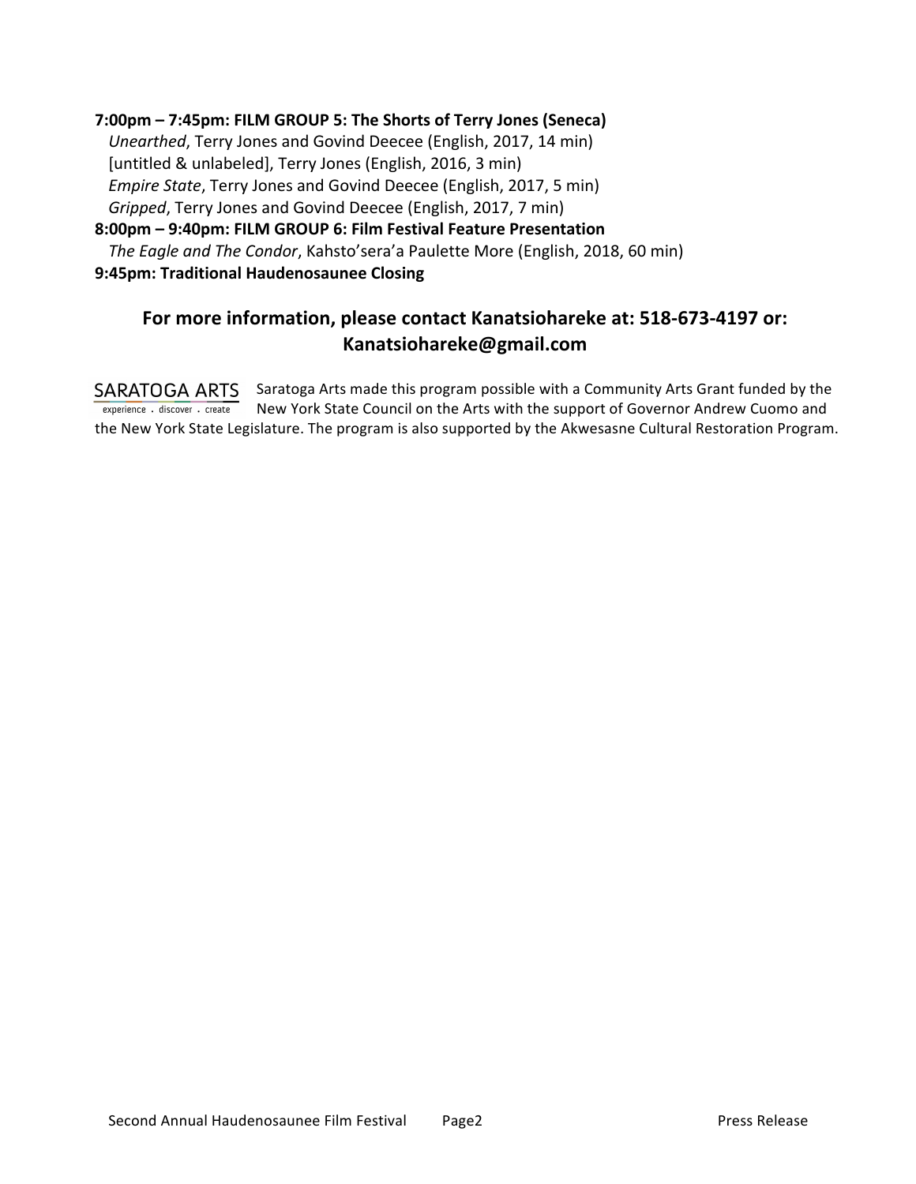**7:00pm – 7:45pm: FILM GROUP 5: The Shorts of Terry Jones (Seneca)**

*Unearthed*, Terry Jones and Govind Deecee (English, 2017, 14 min)
[untitled & unlabeled], Terry Jones (English, 2016, 3 min)
*Empire State*, Terry Jones and Govind Deecee (English, 2017, 5 min)
*Gripped*, Terry Jones and Govind Deecee (English, 2017, 7 min)

**8:00pm – 9:40pm: FILM GROUP 6: Film Festival Feature Presentation**

*The Eagle and The Condor*, Kahsto'sera'a Paulette More (English, 2018, 60 min)

**9:45pm: Traditional Haudenosaunee Closing**

## For more information, please contact Kanatsiohareke at: 518-673-4197 or: Kanatsiohareke@gmail.com

SARATOGA ARTS
experience . discover . create

Saratoga Arts made this program possible with a Community Arts Grant funded by the New York State Council on the Arts with the support of Governor Andrew Cuomo and the New York State Legislature. The program is also supported by the Akwesasne Cultural Restoration Program.